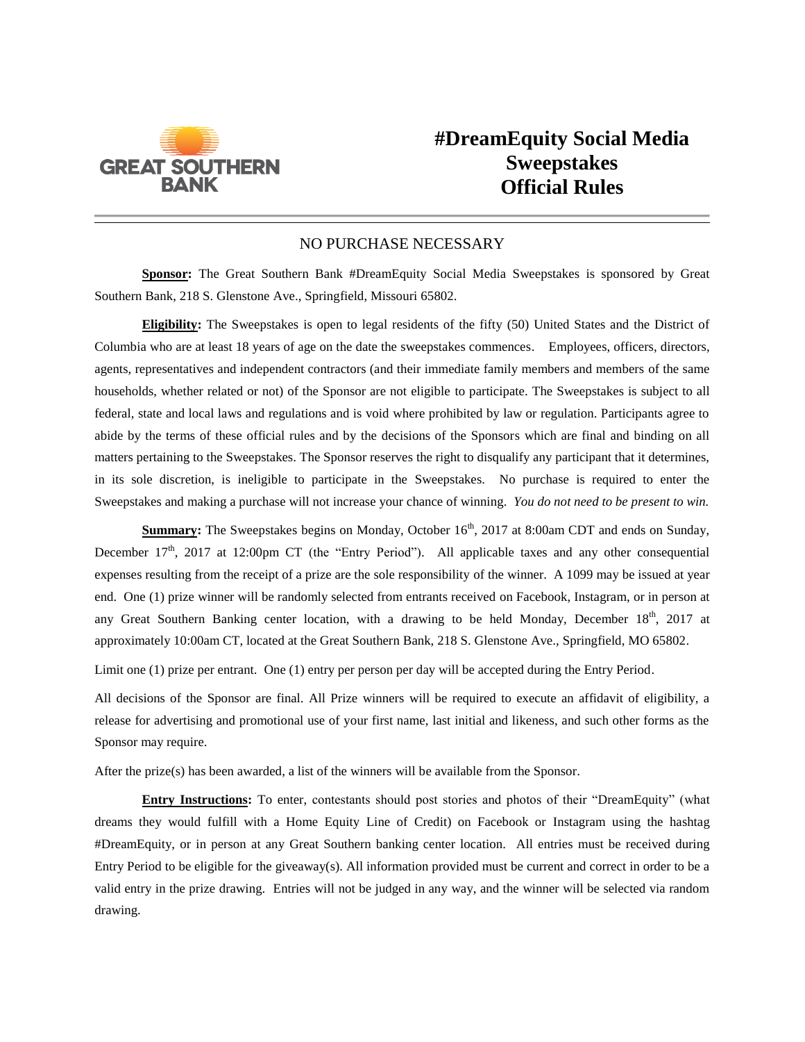GREAT SOUTHERN BANK

# #DreamEquity Social Media Sweepstakes Official Rules

NO PURCHASE NECESSARY

**Sponsor:** The Great Southern Bank #DreamEquity Social Media Sweepstakes is sponsored by Great Southern Bank, 218 S. Glenstone Ave., Springfield, Missouri 65802.

**Eligibility:** The Sweepstakes is open to legal residents of the fifty (50) United States and the District of Columbia who are at least 18 years of age on the date the sweepstakes commences. Employees, officers, directors, agents, representatives and independent contractors (and their immediate family members and members of the same households, whether related or not) of the Sponsor are not eligible to participate. The Sweepstakes is subject to all federal, state and local laws and regulations and is void where prohibited by law or regulation. Participants agree to abide by the terms of these official rules and by the decisions of the Sponsors which are final and binding on all matters pertaining to the Sweepstakes. The Sponsor reserves the right to disqualify any participant that it determines, in its sole discretion, is ineligible to participate in the Sweepstakes. No purchase is required to enter the Sweepstakes and making a purchase will not increase your chance of winning. *You do not need to be present to win.*

**Summary:** The Sweepstakes begins on Monday, October 16th, 2017 at 8:00am CDT and ends on Sunday, December 17th, 2017 at 12:00pm CT (the "Entry Period"). All applicable taxes and any other consequential expenses resulting from the receipt of a prize are the sole responsibility of the winner. A 1099 may be issued at year end. One (1) prize winner will be randomly selected from entrants received on Facebook, Instagram, or in person at any Great Southern Banking center location, with a drawing to be held Monday, December 18th, 2017 at approximately 10:00am CT, located at the Great Southern Bank, 218 S. Glenstone Ave., Springfield, MO 65802.

Limit one (1) prize per entrant. One (1) entry per person per day will be accepted during the Entry Period.

All decisions of the Sponsor are final. All Prize winners will be required to execute an affidavit of eligibility, a release for advertising and promotional use of your first name, last initial and likeness, and such other forms as the Sponsor may require.

After the prize(s) has been awarded, a list of the winners will be available from the Sponsor.

**Entry Instructions:** To enter, contestants should post stories and photos of their "DreamEquity" (what dreams they would fulfill with a Home Equity Line of Credit) on Facebook or Instagram using the hashtag #DreamEquity, or in person at any Great Southern banking center location. All entries must be received during Entry Period to be eligible for the giveaway(s). All information provided must be current and correct in order to be a valid entry in the prize drawing. Entries will not be judged in any way, and the winner will be selected via random drawing.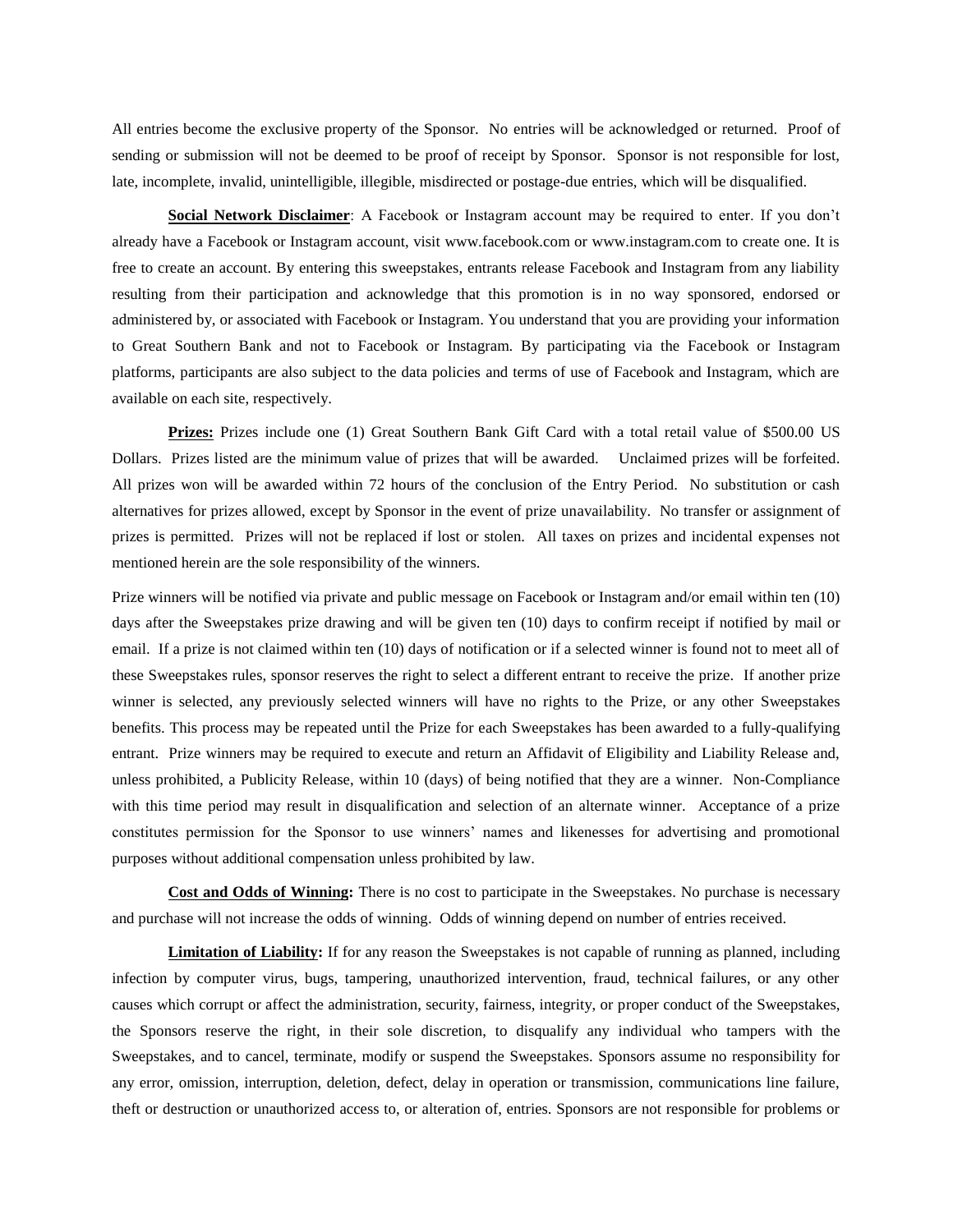All entries become the exclusive property of the Sponsor. No entries will be acknowledged or returned. Proof of sending or submission will not be deemed to be proof of receipt by Sponsor. Sponsor is not responsible for lost, late, incomplete, invalid, unintelligible, illegible, misdirected or postage-due entries, which will be disqualified.

**Social Network Disclaimer**: A Facebook or Instagram account may be required to enter. If you don't already have a Facebook or Instagram account, visit www.facebook.com or www.instagram.com to create one. It is free to create an account. By entering this sweepstakes, entrants release Facebook and Instagram from any liability resulting from their participation and acknowledge that this promotion is in no way sponsored, endorsed or administered by, or associated with Facebook or Instagram. You understand that you are providing your information to Great Southern Bank and not to Facebook or Instagram. By participating via the Facebook or Instagram platforms, participants are also subject to the data policies and terms of use of Facebook and Instagram, which are available on each site, respectively.

**Prizes:** Prizes include one (1) Great Southern Bank Gift Card with a total retail value of $500.00 US Dollars. Prizes listed are the minimum value of prizes that will be awarded. Unclaimed prizes will be forfeited. All prizes won will be awarded within 72 hours of the conclusion of the Entry Period. No substitution or cash alternatives for prizes allowed, except by Sponsor in the event of prize unavailability. No transfer or assignment of prizes is permitted. Prizes will not be replaced if lost or stolen. All taxes on prizes and incidental expenses not mentioned herein are the sole responsibility of the winners.

Prize winners will be notified via private and public message on Facebook or Instagram and/or email within ten (10) days after the Sweepstakes prize drawing and will be given ten (10) days to confirm receipt if notified by mail or email. If a prize is not claimed within ten (10) days of notification or if a selected winner is found not to meet all of these Sweepstakes rules, sponsor reserves the right to select a different entrant to receive the prize. If another prize winner is selected, any previously selected winners will have no rights to the Prize, or any other Sweepstakes benefits. This process may be repeated until the Prize for each Sweepstakes has been awarded to a fully-qualifying entrant. Prize winners may be required to execute and return an Affidavit of Eligibility and Liability Release and, unless prohibited, a Publicity Release, within 10 (days) of being notified that they are a winner. Non-Compliance with this time period may result in disqualification and selection of an alternate winner. Acceptance of a prize constitutes permission for the Sponsor to use winners' names and likenesses for advertising and promotional purposes without additional compensation unless prohibited by law.

**Cost and Odds of Winning:** There is no cost to participate in the Sweepstakes. No purchase is necessary and purchase will not increase the odds of winning. Odds of winning depend on number of entries received.

**Limitation of Liability:** If for any reason the Sweepstakes is not capable of running as planned, including infection by computer virus, bugs, tampering, unauthorized intervention, fraud, technical failures, or any other causes which corrupt or affect the administration, security, fairness, integrity, or proper conduct of the Sweepstakes, the Sponsors reserve the right, in their sole discretion, to disqualify any individual who tampers with the Sweepstakes, and to cancel, terminate, modify or suspend the Sweepstakes. Sponsors assume no responsibility for any error, omission, interruption, deletion, defect, delay in operation or transmission, communications line failure, theft or destruction or unauthorized access to, or alteration of, entries. Sponsors are not responsible for problems or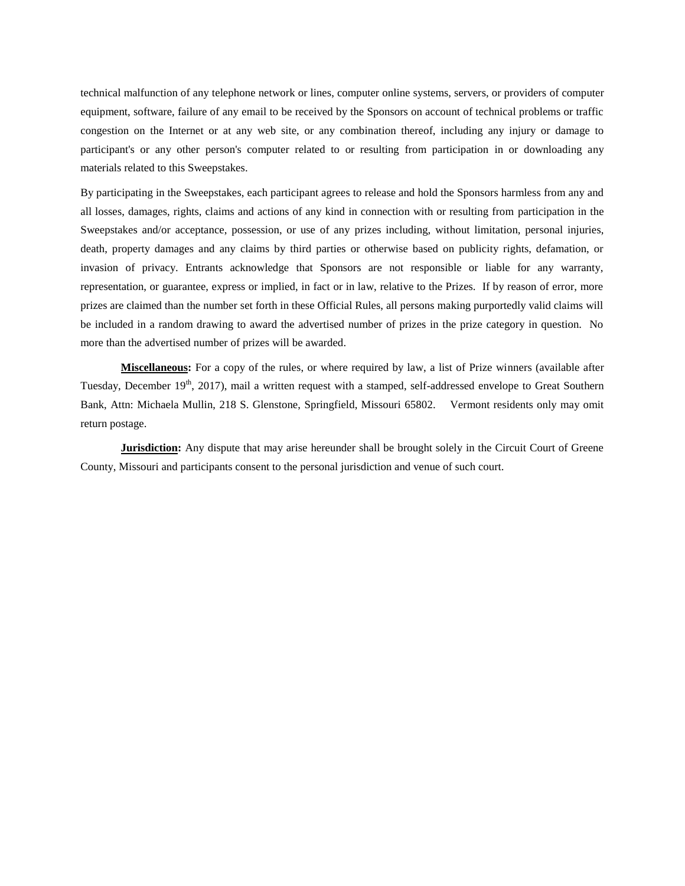technical malfunction of any telephone network or lines, computer online systems, servers, or providers of computer equipment, software, failure of any email to be received by the Sponsors on account of technical problems or traffic congestion on the Internet or at any web site, or any combination thereof, including any injury or damage to participant's or any other person's computer related to or resulting from participation in or downloading any materials related to this Sweepstakes.

By participating in the Sweepstakes, each participant agrees to release and hold the Sponsors harmless from any and all losses, damages, rights, claims and actions of any kind in connection with or resulting from participation in the Sweepstakes and/or acceptance, possession, or use of any prizes including, without limitation, personal injuries, death, property damages and any claims by third parties or otherwise based on publicity rights, defamation, or invasion of privacy. Entrants acknowledge that Sponsors are not responsible or liable for any warranty, representation, or guarantee, express or implied, in fact or in law, relative to the Prizes. If by reason of error, more prizes are claimed than the number set forth in these Official Rules, all persons making purportedly valid claims will be included in a random drawing to award the advertised number of prizes in the prize category in question. No more than the advertised number of prizes will be awarded.

**Miscellaneous:** For a copy of the rules, or where required by law, a list of Prize winners (available after Tuesday, December 19th, 2017), mail a written request with a stamped, self-addressed envelope to Great Southern Bank, Attn: Michaela Mullin, 218 S. Glenstone, Springfield, Missouri 65802. Vermont residents only may omit return postage.

**Jurisdiction:** Any dispute that may arise hereunder shall be brought solely in the Circuit Court of Greene County, Missouri and participants consent to the personal jurisdiction and venue of such court.